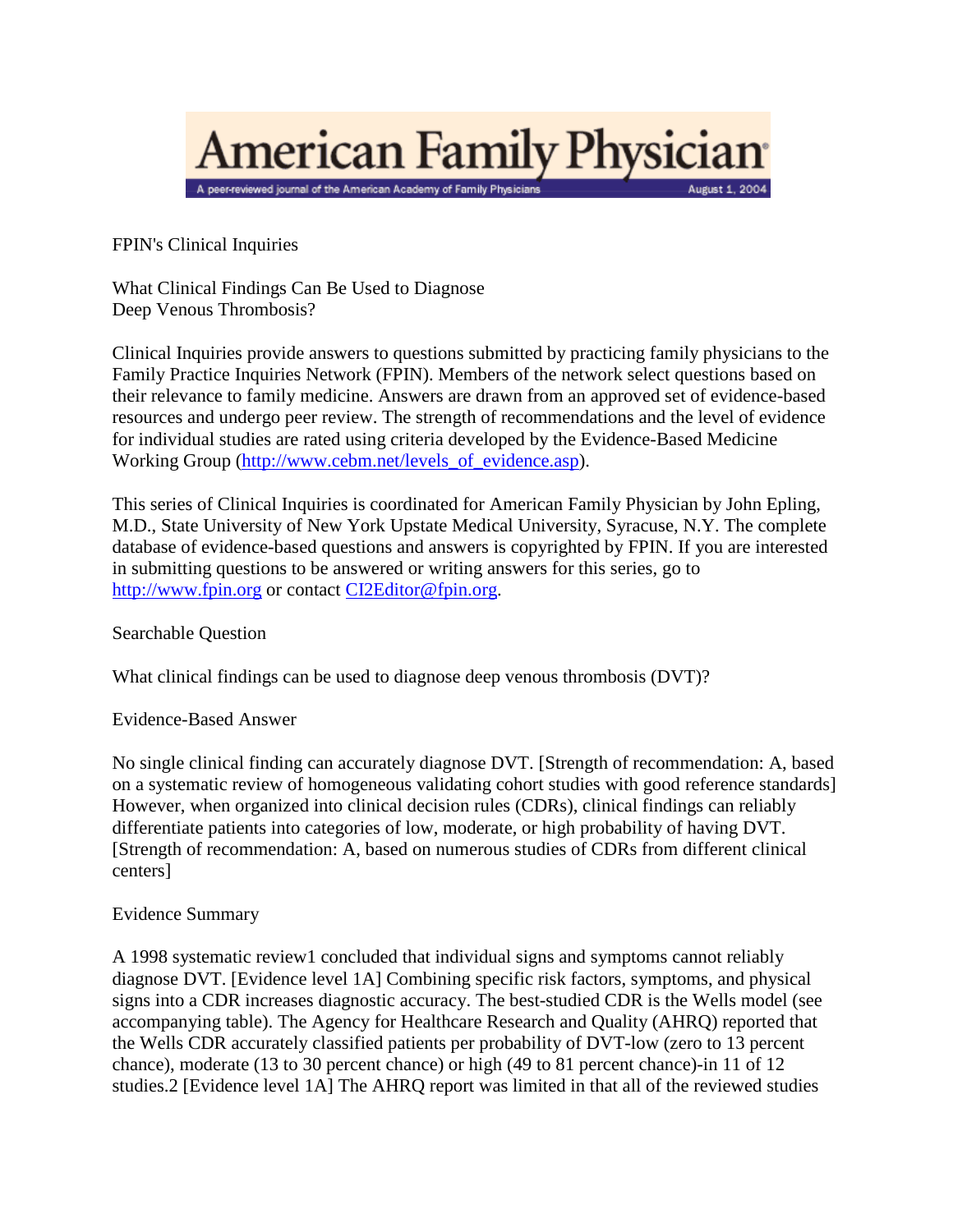# American Family Physician

A peer-reviewed journal of the American Academy of Family Physicians — August 1, 2004

FPIN's Clinical Inquiries

## What Clinical Findings Can Be Used to Diagnose Deep Venous Thrombosis?

Clinical Inquiries provide answers to questions submitted by practicing family physicians to the Family Practice Inquiries Network (FPIN). Members of the network select questions based on their relevance to family medicine. Answers are drawn from an approved set of evidence-based resources and undergo peer review. The strength of recommendations and the level of evidence for individual studies are rated using criteria developed by the Evidence-Based Medicine Working Group (http://www.cebm.net/levels_of_evidence.asp).

This series of Clinical Inquiries is coordinated for American Family Physician by John Epling, M.D., State University of New York Upstate Medical University, Syracuse, N.Y. The complete database of evidence-based questions and answers is copyrighted by FPIN. If you are interested in submitting questions to be answered or writing answers for this series, go to http://www.fpin.org or contact CI2Editor@fpin.org.

### Searchable Question

What clinical findings can be used to diagnose deep venous thrombosis (DVT)?

### Evidence-Based Answer

No single clinical finding can accurately diagnose DVT. [Strength of recommendation: A, based on a systematic review of homogeneous validating cohort studies with good reference standards] However, when organized into clinical decision rules (CDRs), clinical findings can reliably differentiate patients into categories of low, moderate, or high probability of having DVT. [Strength of recommendation: A, based on numerous studies of CDRs from different clinical centers]

### Evidence Summary

A 1998 systematic review[1] concluded that individual signs and symptoms cannot reliably diagnose DVT. [Evidence level 1A] Combining specific risk factors, symptoms, and physical signs into a CDR increases diagnostic accuracy. The best-studied CDR is the Wells model (see accompanying table). The Agency for Healthcare Research and Quality (AHRQ) reported that the Wells CDR accurately classified patients per probability of DVT-low (zero to 13 percent chance), moderate (13 to 30 percent chance) or high (49 to 81 percent chance)-in 11 of 12 studies.[2] [Evidence level 1A] The AHRQ report was limited in that all of the reviewed studies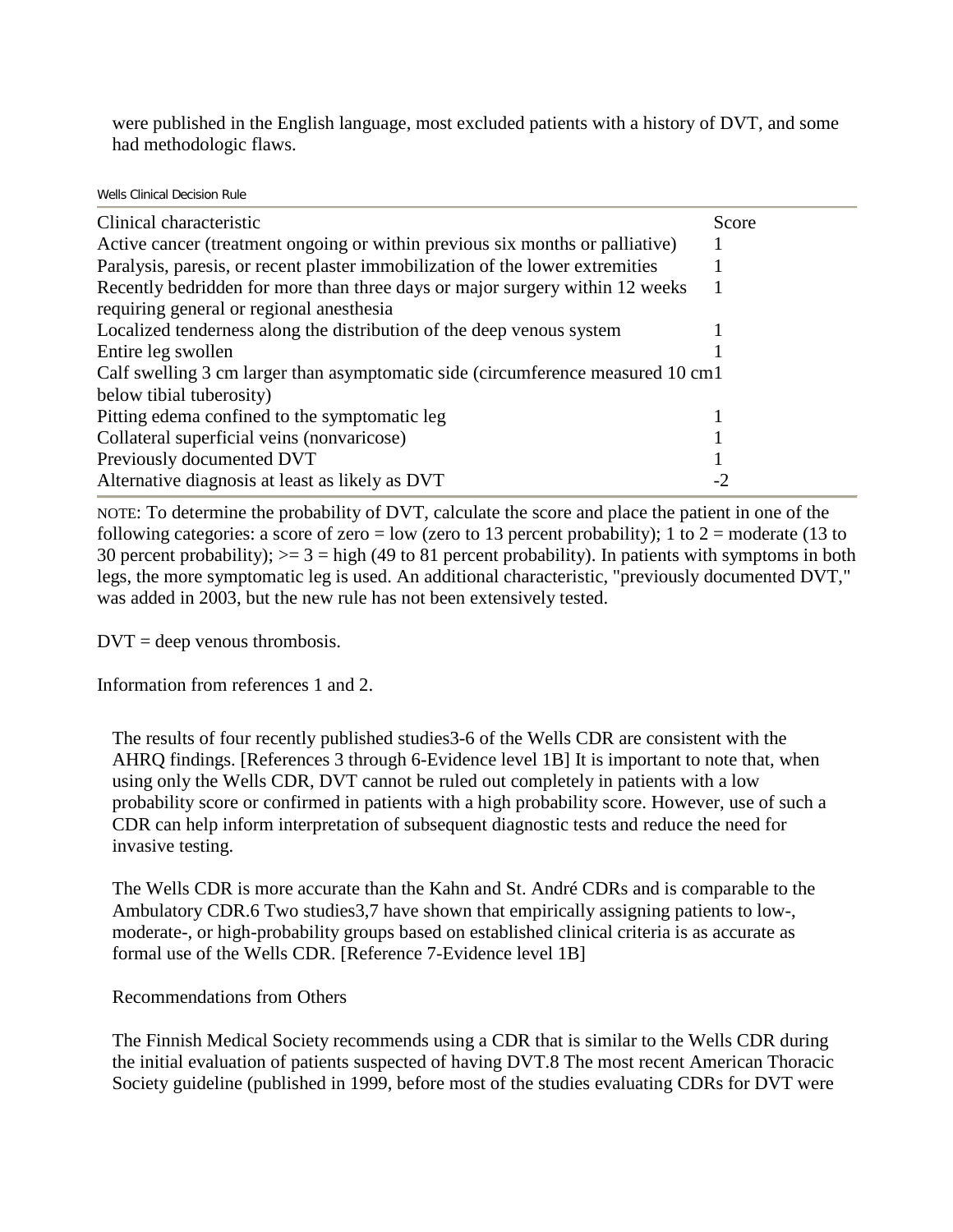were published in the English language, most excluded patients with a history of DVT, and some had methodologic flaws.

Wells Clinical Decision Rule

| Clinical characteristic | Score |
| --- | --- |
| Active cancer (treatment ongoing or within previous six months or palliative) | 1 |
| Paralysis, paresis, or recent plaster immobilization of the lower extremities | 1 |
| Recently bedridden for more than three days or major surgery within 12 weeks requiring general or regional anesthesia | 1 |
| Localized tenderness along the distribution of the deep venous system | 1 |
| Entire leg swollen | 1 |
| Calf swelling 3 cm larger than asymptomatic side (circumference measured 10 cm below tibial tuberosity) | 1 |
| Pitting edema confined to the symptomatic leg | 1 |
| Collateral superficial veins (nonvaricose) | 1 |
| Previously documented DVT | 1 |
| Alternative diagnosis at least as likely as DVT | -2 |

NOTE: To determine the probability of DVT, calculate the score and place the patient in one of the following categories: a score of zero = low (zero to 13 percent probability); 1 to 2 = moderate (13 to 30 percent probability); >= 3 = high (49 to 81 percent probability). In patients with symptoms in both legs, the more symptomatic leg is used. An additional characteristic, "previously documented DVT," was added in 2003, but the new rule has not been extensively tested.

DVT = deep venous thrombosis.

Information from references 1 and 2.

The results of four recently published studies3-6 of the Wells CDR are consistent with the AHRQ findings. [References 3 through 6-Evidence level 1B] It is important to note that, when using only the Wells CDR, DVT cannot be ruled out completely in patients with a low probability score or confirmed in patients with a high probability score. However, use of such a CDR can help inform interpretation of subsequent diagnostic tests and reduce the need for invasive testing.

The Wells CDR is more accurate than the Kahn and St. André CDRs and is comparable to the Ambulatory CDR.6 Two studies3,7 have shown that empirically assigning patients to low-, moderate-, or high-probability groups based on established clinical criteria is as accurate as formal use of the Wells CDR. [Reference 7-Evidence level 1B]

Recommendations from Others

The Finnish Medical Society recommends using a CDR that is similar to the Wells CDR during the initial evaluation of patients suspected of having DVT.8 The most recent American Thoracic Society guideline (published in 1999, before most of the studies evaluating CDRs for DVT were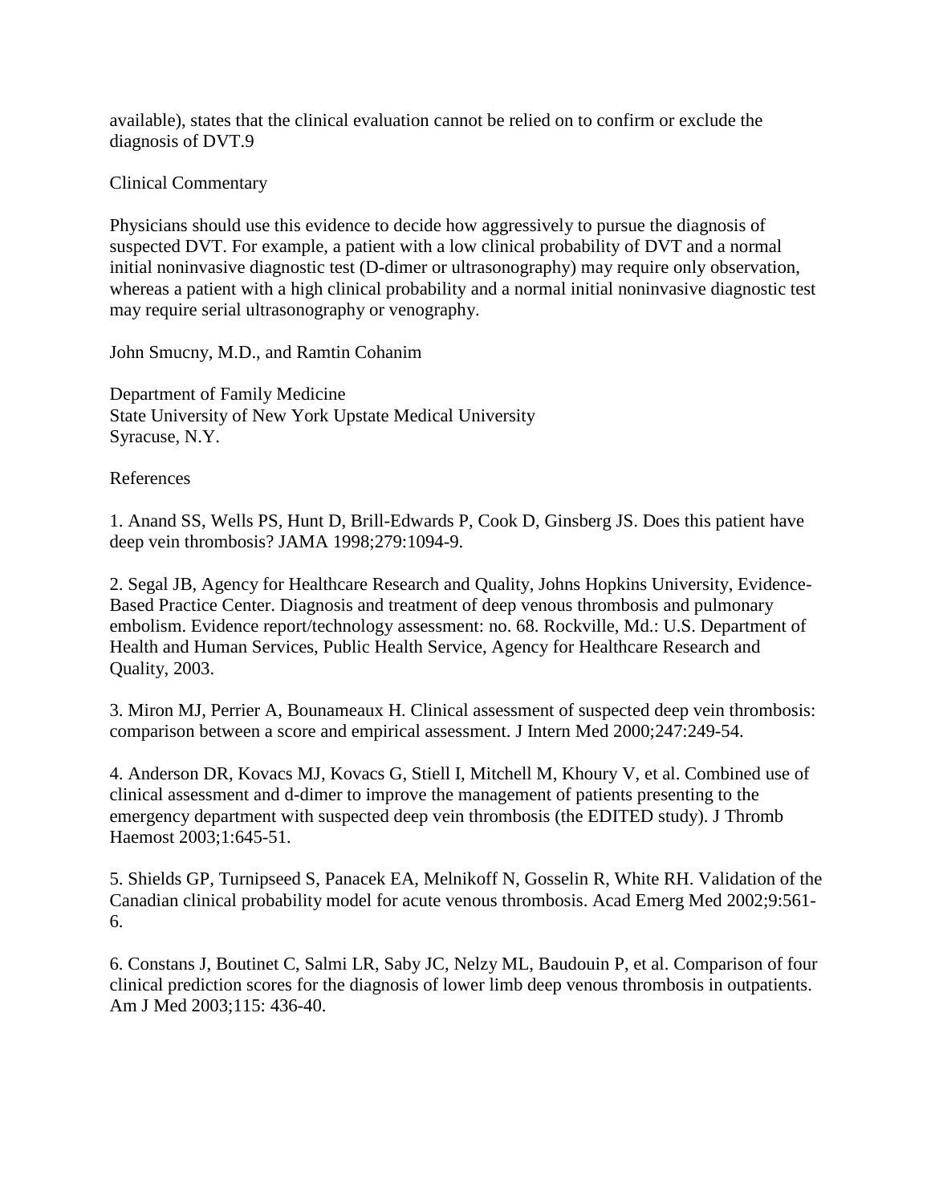available), states that the clinical evaluation cannot be relied on to confirm or exclude the diagnosis of DVT.9

## Clinical Commentary

Physicians should use this evidence to decide how aggressively to pursue the diagnosis of suspected DVT. For example, a patient with a low clinical probability of DVT and a normal initial noninvasive diagnostic test (D-dimer or ultrasonography) may require only observation, whereas a patient with a high clinical probability and a normal initial noninvasive diagnostic test may require serial ultrasonography or venography.

John Smucny, M.D., and Ramtin Cohanim

Department of Family Medicine
State University of New York Upstate Medical University
Syracuse, N.Y.

## References

1. Anand SS, Wells PS, Hunt D, Brill-Edwards P, Cook D, Ginsberg JS. Does this patient have deep vein thrombosis? JAMA 1998;279:1094-9.

2. Segal JB, Agency for Healthcare Research and Quality, Johns Hopkins University, Evidence-Based Practice Center. Diagnosis and treatment of deep venous thrombosis and pulmonary embolism. Evidence report/technology assessment: no. 68. Rockville, Md.: U.S. Department of Health and Human Services, Public Health Service, Agency for Healthcare Research and Quality, 2003.

3. Miron MJ, Perrier A, Bounameaux H. Clinical assessment of suspected deep vein thrombosis: comparison between a score and empirical assessment. J Intern Med 2000;247:249-54.

4. Anderson DR, Kovacs MJ, Kovacs G, Stiell I, Mitchell M, Khoury V, et al. Combined use of clinical assessment and d-dimer to improve the management of patients presenting to the emergency department with suspected deep vein thrombosis (the EDITED study). J Thromb Haemost 2003;1:645-51.

5. Shields GP, Turnipseed S, Panacek EA, Melnikoff N, Gosselin R, White RH. Validation of the Canadian clinical probability model for acute venous thrombosis. Acad Emerg Med 2002;9:561-6.

6. Constans J, Boutinet C, Salmi LR, Saby JC, Nelzy ML, Baudouin P, et al. Comparison of four clinical prediction scores for the diagnosis of lower limb deep venous thrombosis in outpatients. Am J Med 2003;115: 436-40.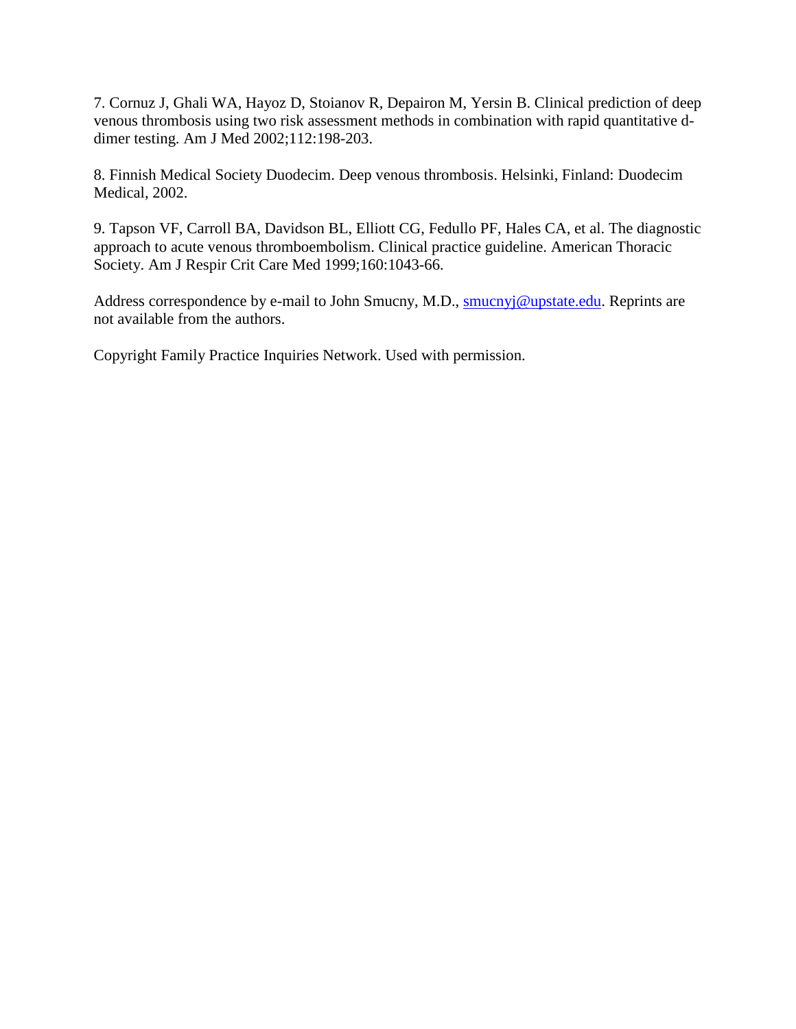7. Cornuz J, Ghali WA, Hayoz D, Stoianov R, Depairon M, Yersin B. Clinical prediction of deep venous thrombosis using two risk assessment methods in combination with rapid quantitative d-dimer testing. Am J Med 2002;112:198-203.

8. Finnish Medical Society Duodecim. Deep venous thrombosis. Helsinki, Finland: Duodecim Medical, 2002.

9. Tapson VF, Carroll BA, Davidson BL, Elliott CG, Fedullo PF, Hales CA, et al. The diagnostic approach to acute venous thromboembolism. Clinical practice guideline. American Thoracic Society. Am J Respir Crit Care Med 1999;160:1043-66.

Address correspondence by e-mail to John Smucny, M.D., smucnyj@upstate.edu. Reprints are not available from the authors.

Copyright Family Practice Inquiries Network. Used with permission.